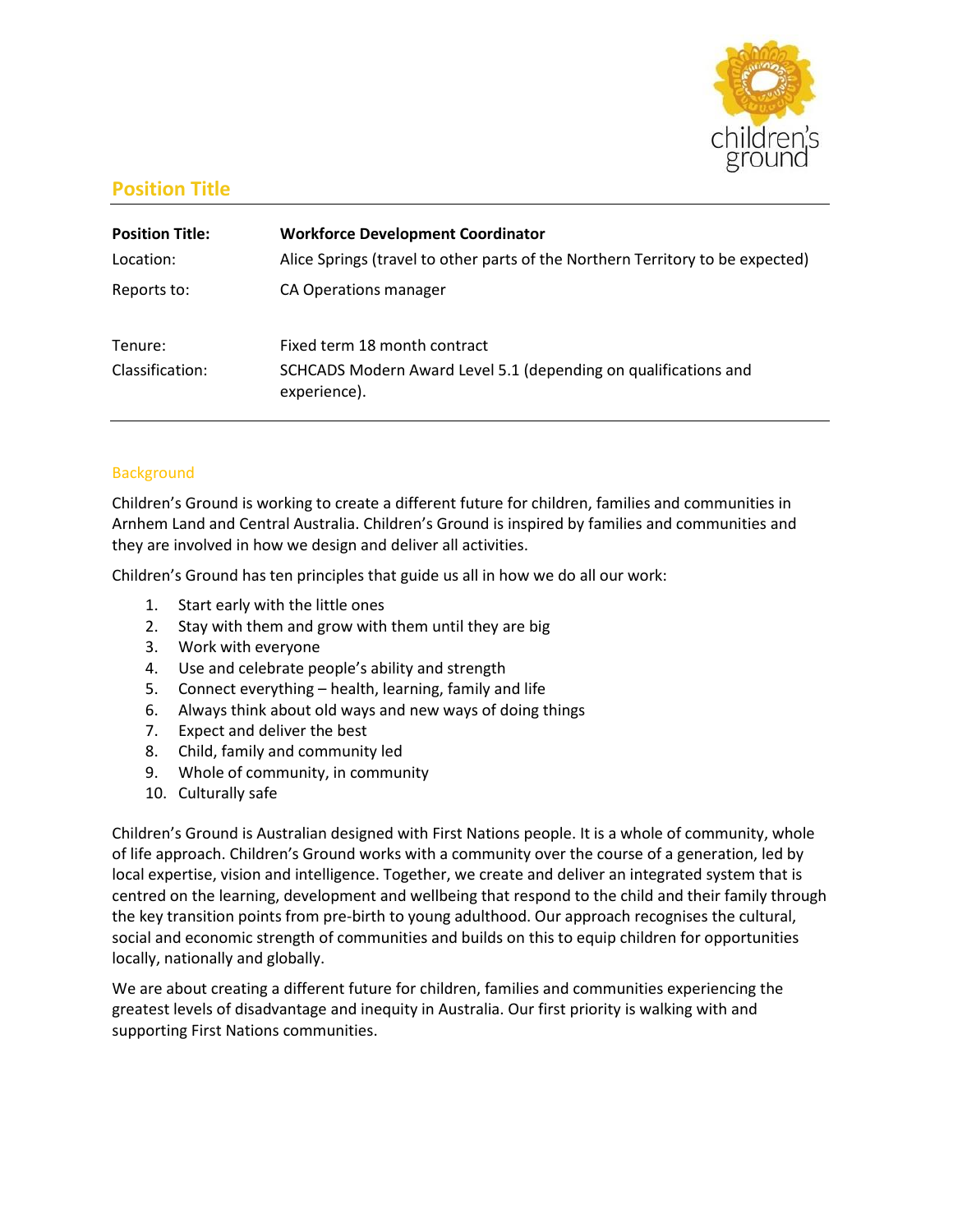## Position Title

| **Position Title:** | **Workforce Development Coordinator** |
|---|---|
| Location: | Alice Springs (travel to other parts of the Northern Territory to be expected) |
| Reports to: | CA Operations manager |
| Tenure: | Fixed term 18 month contract |
| Classification: | SCHCADS Modern Award Level 5.1 (depending on qualifications and experience). |

### Background

Children's Ground is working to create a different future for children, families and communities in Arnhem Land and Central Australia. Children's Ground is inspired by families and communities and they are involved in how we design and deliver all activities.

Children's Ground has ten principles that guide us all in how we do all our work:

1. Start early with the little ones
2. Stay with them and grow with them until they are big
3. Work with everyone
4. Use and celebrate people's ability and strength
5. Connect everything – health, learning, family and life
6. Always think about old ways and new ways of doing things
7. Expect and deliver the best
8. Child, family and community led
9. Whole of community, in community
10. Culturally safe

Children's Ground is Australian designed with First Nations people. It is a whole of community, whole of life approach. Children's Ground works with a community over the course of a generation, led by local expertise, vision and intelligence. Together, we create and deliver an integrated system that is centred on the learning, development and wellbeing that respond to the child and their family through the key transition points from pre-birth to young adulthood. Our approach recognises the cultural, social and economic strength of communities and builds on this to equip children for opportunities locally, nationally and globally.

We are about creating a different future for children, families and communities experiencing the greatest levels of disadvantage and inequity in Australia. Our first priority is walking with and supporting First Nations communities.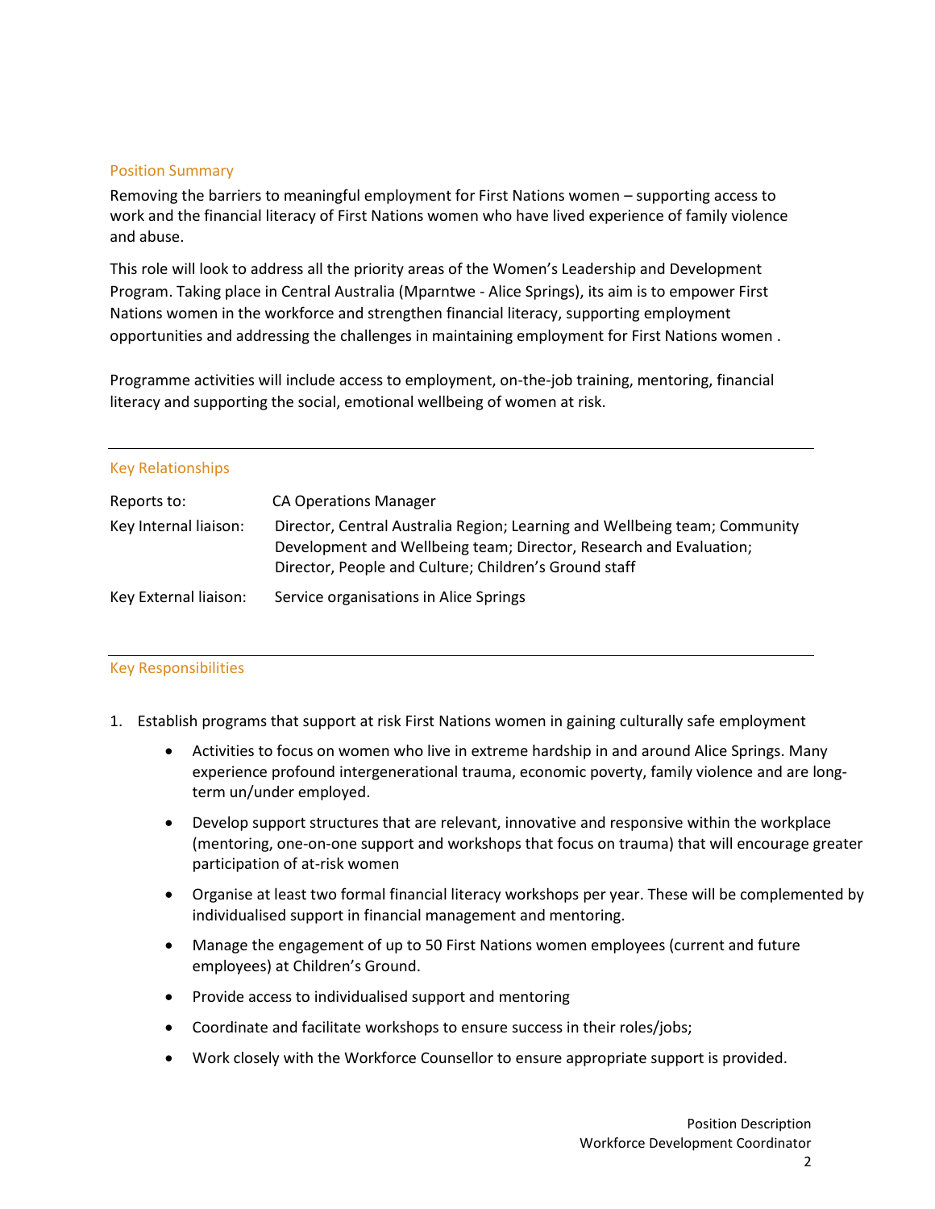## Position Summary

Removing the barriers to meaningful employment for First Nations women – supporting access to work and the financial literacy of First Nations women who have lived experience of family violence and abuse.

This role will look to address all the priority areas of the Women's Leadership and Development Program. Taking place in Central Australia (Mparntwe - Alice Springs), its aim is to empower First Nations women in the workforce and strengthen financial literacy, supporting employment opportunities and addressing the challenges in maintaining employment for First Nations women .

Programme activities will include access to employment, on-the-job training, mentoring, financial literacy and supporting the social, emotional wellbeing of women at risk.

## Key Relationships

| | |
|---|---|
| Reports to: | CA Operations Manager |
| Key Internal liaison: | Director, Central Australia Region; Learning and Wellbeing team; Community Development and Wellbeing team; Director, Research and Evaluation; Director, People and Culture; Children's Ground staff |
| Key External liaison: | Service organisations in Alice Springs |

## Key Responsibilities

1. Establish programs that support at risk First Nations women in gaining culturally safe employment
   - Activities to focus on women who live in extreme hardship in and around Alice Springs. Many experience profound intergenerational trauma, economic poverty, family violence and are long-term un/under employed.
   - Develop support structures that are relevant, innovative and responsive within the workplace (mentoring, one-on-one support and workshops that focus on trauma) that will encourage greater participation of at-risk women
   - Organise at least two formal financial literacy workshops per year. These will be complemented by individualised support in financial management and mentoring.
   - Manage the engagement of up to 50 First Nations women employees (current and future employees) at Children's Ground.
   - Provide access to individualised support and mentoring
   - Coordinate and facilitate workshops to ensure success in their roles/jobs;
   - Work closely with the Workforce Counsellor to ensure appropriate support is provided.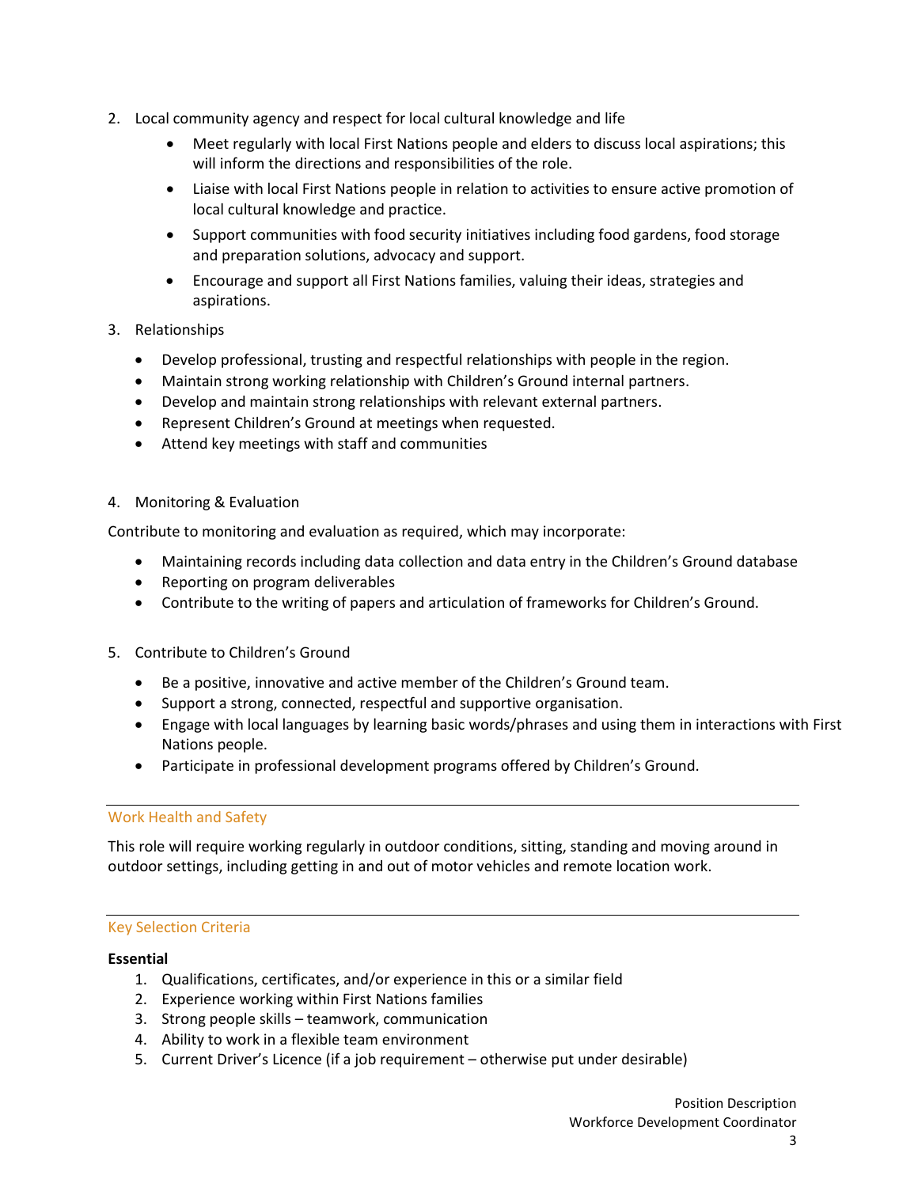2. Local community agency and respect for local cultural knowledge and life
    - Meet regularly with local First Nations people and elders to discuss local aspirations; this will inform the directions and responsibilities of the role.
    - Liaise with local First Nations people in relation to activities to ensure active promotion of local cultural knowledge and practice.
    - Support communities with food security initiatives including food gardens, food storage and preparation solutions, advocacy and support.
    - Encourage and support all First Nations families, valuing their ideas, strategies and aspirations.

3. Relationships
    - Develop professional, trusting and respectful relationships with people in the region.
    - Maintain strong working relationship with Children's Ground internal partners.
    - Develop and maintain strong relationships with relevant external partners.
    - Represent Children's Ground at meetings when requested.
    - Attend key meetings with staff and communities

4. Monitoring & Evaluation

Contribute to monitoring and evaluation as required, which may incorporate:

- Maintaining records including data collection and data entry in the Children's Ground database
- Reporting on program deliverables
- Contribute to the writing of papers and articulation of frameworks for Children's Ground.

5. Contribute to Children's Ground
    - Be a positive, innovative and active member of the Children's Ground team.
    - Support a strong, connected, respectful and supportive organisation.
    - Engage with local languages by learning basic words/phrases and using them in interactions with First Nations people.
    - Participate in professional development programs offered by Children's Ground.

## Work Health and Safety

This role will require working regularly in outdoor conditions, sitting, standing and moving around in outdoor settings, including getting in and out of motor vehicles and remote location work.

## Key Selection Criteria

**Essential**

1. Qualifications, certificates, and/or experience in this or a similar field
2. Experience working within First Nations families
3. Strong people skills – teamwork, communication
4. Ability to work in a flexible team environment
5. Current Driver's Licence (if a job requirement – otherwise put under desirable)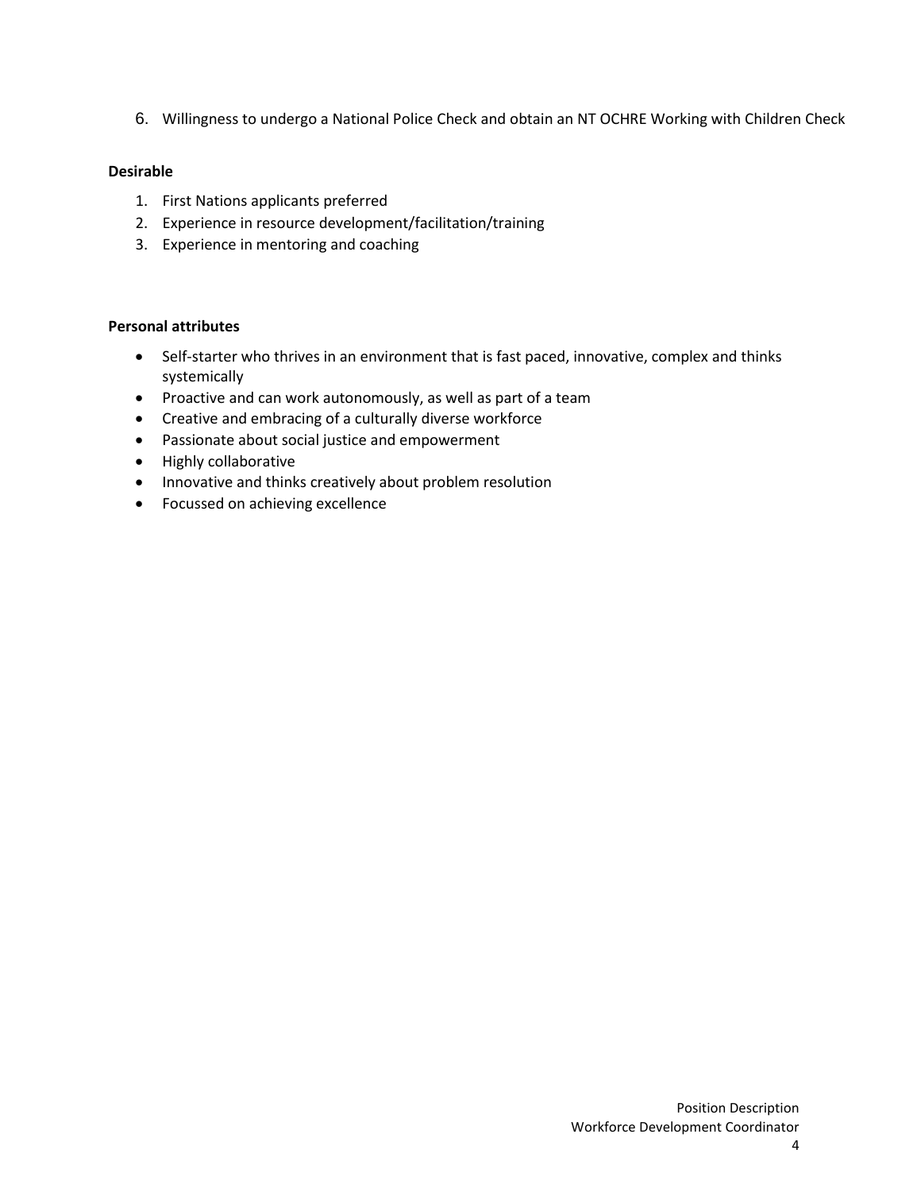6. Willingness to undergo a National Police Check and obtain an NT OCHRE Working with Children Check

**Desirable**

1. First Nations applicants preferred
2. Experience in resource development/facilitation/training
3. Experience in mentoring and coaching

**Personal attributes**

- Self-starter who thrives in an environment that is fast paced, innovative, complex and thinks systemically
- Proactive and can work autonomously, as well as part of a team
- Creative and embracing of a culturally diverse workforce
- Passionate about social justice and empowerment
- Highly collaborative
- Innovative and thinks creatively about problem resolution
- Focussed on achieving excellence